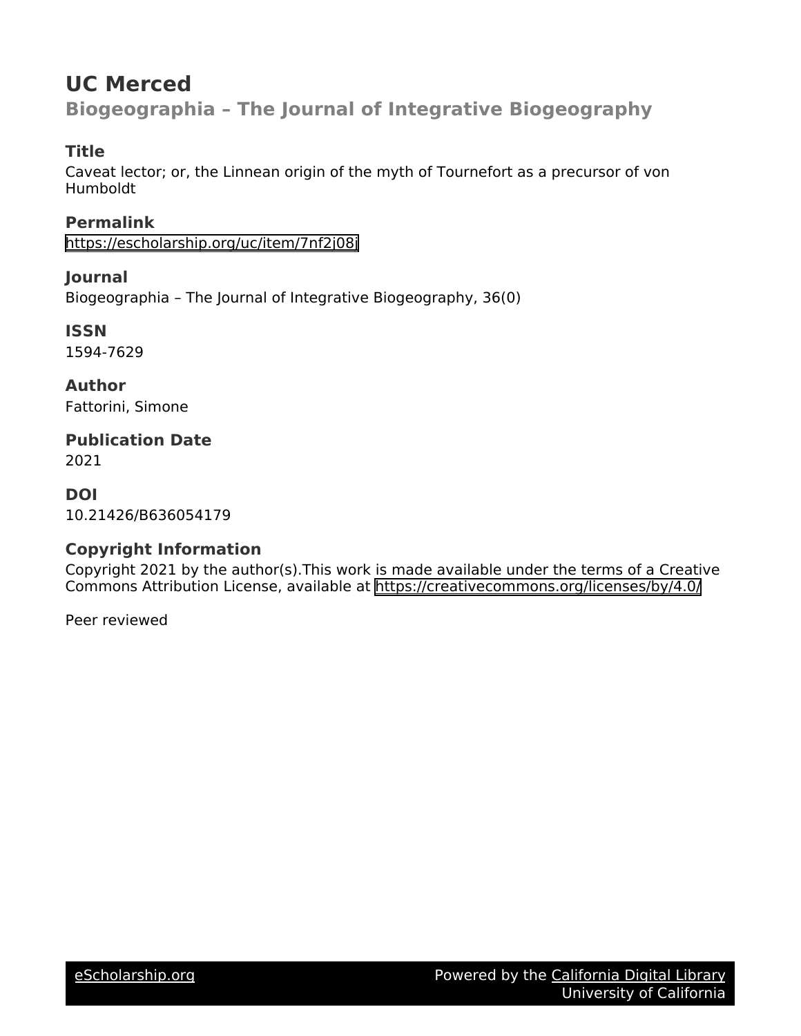# UC Merced

## Biogeographia – The Journal of Integrative Biogeography

### Title

Caveat lector; or, the Linnean origin of the myth of Tournefort as a precursor of von Humboldt

### Permalink

https://escholarship.org/uc/item/7nf2j08j

### Journal

Biogeographia – The Journal of Integrative Biogeography, 36(0)

### ISSN

1594-7629

### Author

Fattorini, Simone

### Publication Date

2021

### DOI

10.21426/B636054179

### Copyright Information

Copyright 2021 by the author(s).This work is made available under the terms of a Creative Commons Attribution License, available at https://creativecommons.org/licenses/by/4.0/

Peer reviewed

eScholarship.org — Powered by the California Digital Library, University of California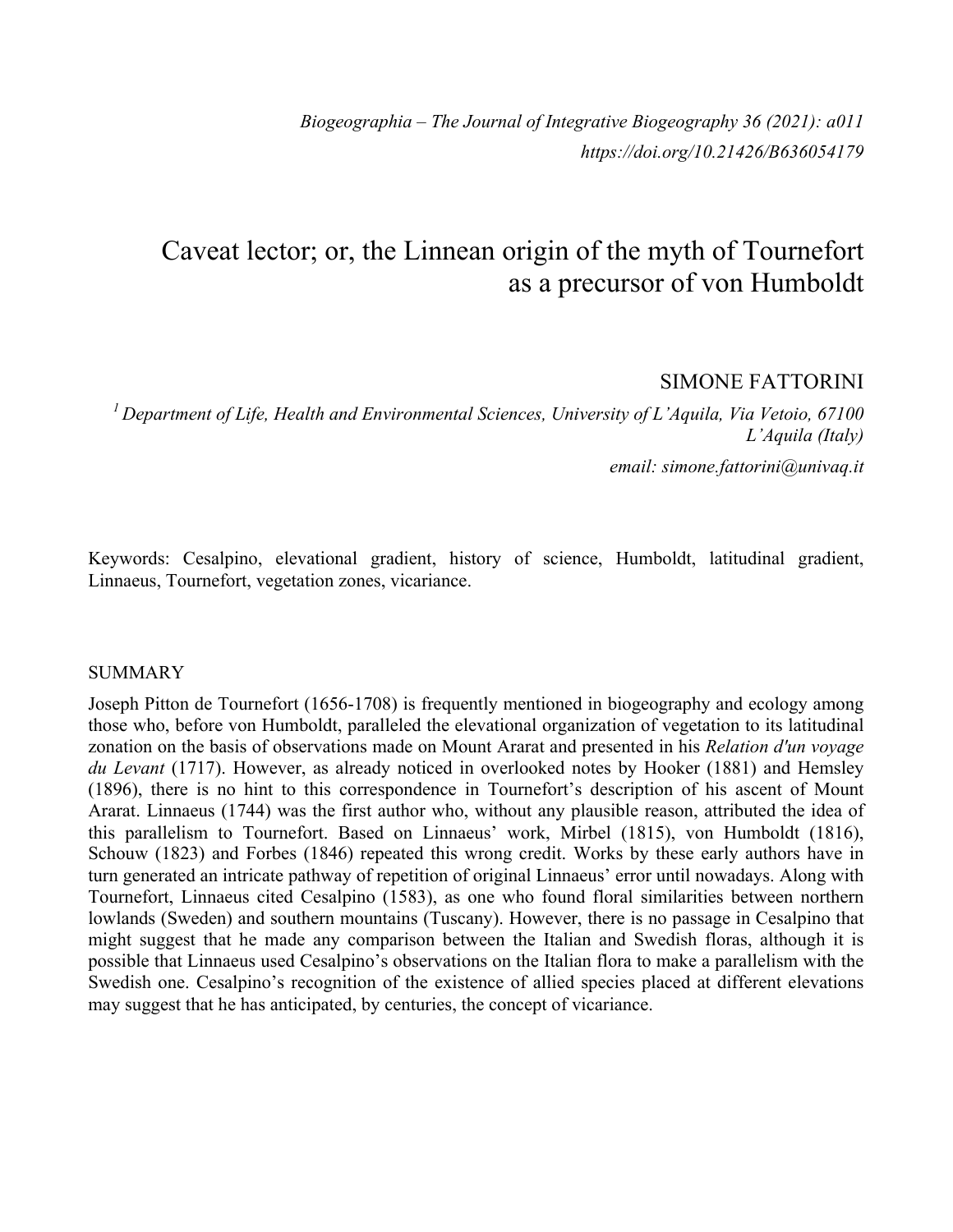*Biogeographia – The Journal of Integrative Biogeography 36 (2021): a011*
*https://doi.org/10.21426/B636054179*

# Caveat lector; or, the Linnean origin of the myth of Tournefort as a precursor of von Humboldt

SIMONE FATTORINI

[1] *Department of Life, Health and Environmental Sciences, University of L'Aquila, Via Vetoio, 67100 L'Aquila (Italy)*

*email: simone.fattorini@univaq.it*

Keywords: Cesalpino, elevational gradient, history of science, Humboldt, latitudinal gradient, Linnaeus, Tournefort, vegetation zones, vicariance.

## SUMMARY

Joseph Pitton de Tournefort (1656-1708) is frequently mentioned in biogeography and ecology among those who, before von Humboldt, paralleled the elevational organization of vegetation to its latitudinal zonation on the basis of observations made on Mount Ararat and presented in his *Relation d'un voyage du Levant* (1717). However, as already noticed in overlooked notes by Hooker (1881) and Hemsley (1896), there is no hint to this correspondence in Tournefort's description of his ascent of Mount Ararat. Linnaeus (1744) was the first author who, without any plausible reason, attributed the idea of this parallelism to Tournefort. Based on Linnaeus' work, Mirbel (1815), von Humboldt (1816), Schouw (1823) and Forbes (1846) repeated this wrong credit. Works by these early authors have in turn generated an intricate pathway of repetition of original Linnaeus' error until nowadays. Along with Tournefort, Linnaeus cited Cesalpino (1583), as one who found floral similarities between northern lowlands (Sweden) and southern mountains (Tuscany). However, there is no passage in Cesalpino that might suggest that he made any comparison between the Italian and Swedish floras, although it is possible that Linnaeus used Cesalpino's observations on the Italian flora to make a parallelism with the Swedish one. Cesalpino's recognition of the existence of allied species placed at different elevations may suggest that he has anticipated, by centuries, the concept of vicariance.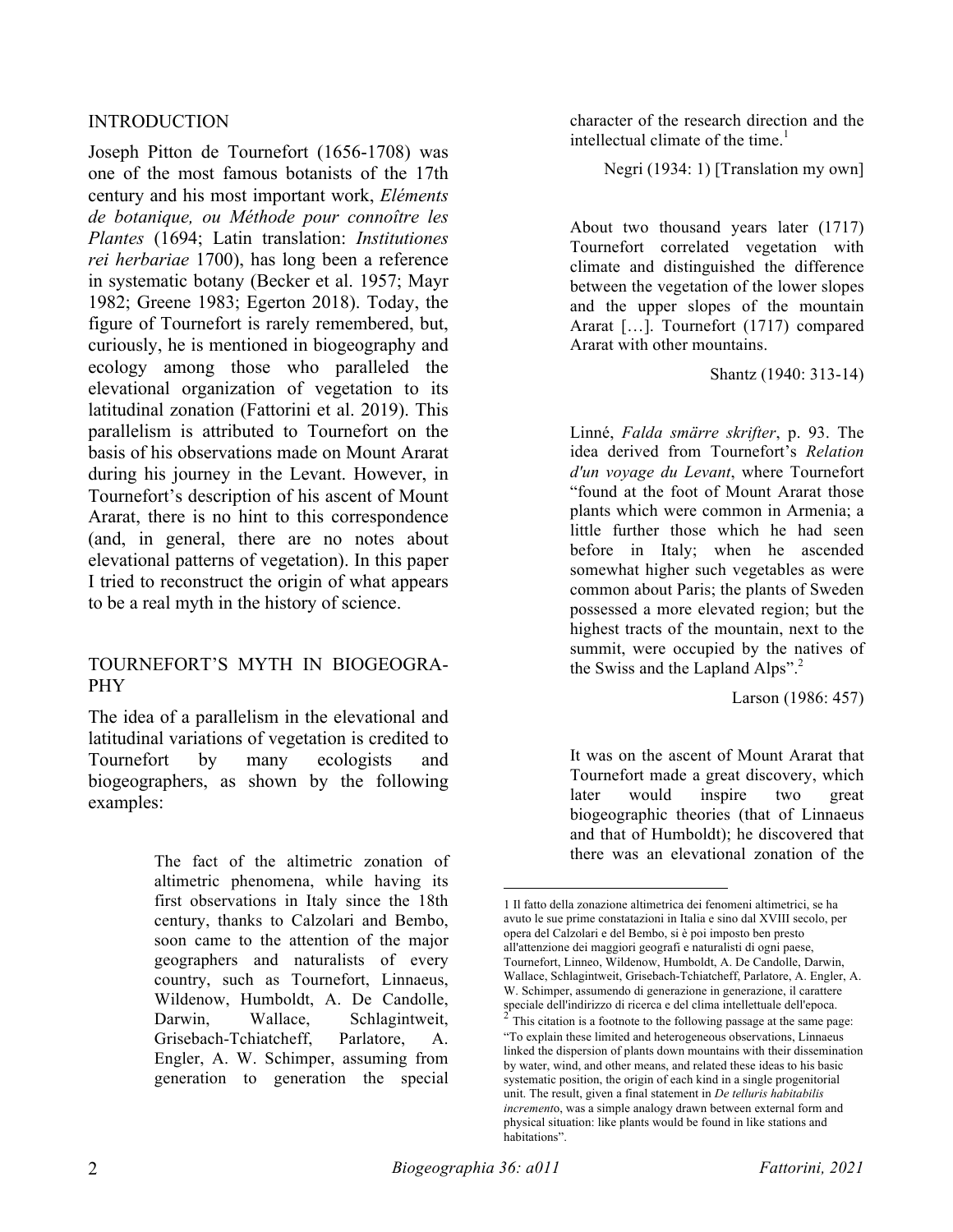## INTRODUCTION

Joseph Pitton de Tournefort (1656-1708) was one of the most famous botanists of the 17th century and his most important work, *Eléments de botanique, ou Méthode pour connoître les Plantes* (1694; Latin translation: *Institutiones rei herbariae* 1700), has long been a reference in systematic botany (Becker et al. 1957; Mayr 1982; Greene 1983; Egerton 2018). Today, the figure of Tournefort is rarely remembered, but, curiously, he is mentioned in biogeography and ecology among those who paralleled the elevational organization of vegetation to its latitudinal zonation (Fattorini et al. 2019). This parallelism is attributed to Tournefort on the basis of his observations made on Mount Ararat during his journey in the Levant. However, in Tournefort's description of his ascent of Mount Ararat, there is no hint to this correspondence (and, in general, there are no notes about elevational patterns of vegetation). In this paper I tried to reconstruct the origin of what appears to be a real myth in the history of science.

## TOURNEFORT'S MYTH IN BIOGEOGRAPHY

The idea of a parallelism in the elevational and latitudinal variations of vegetation is credited to Tournefort by many ecologists and biogeographers, as shown by the following examples:

> The fact of the altimetric zonation of altimetric phenomena, while having its first observations in Italy since the 18th century, thanks to Calzolari and Bembo, soon came to the attention of the major geographers and naturalists of every country, such as Tournefort, Linnaeus, Wildenow, Humboldt, A. De Candolle, Darwin, Wallace, Schlagintweit, Grisebach-Tchiatcheff, Parlatore, A. Engler, A. W. Schimper, assuming from generation to generation the special character of the research direction and the intellectual climate of the time.[1]
>
> Negri (1934: 1) [Translation my own]

> About two thousand years later (1717) Tournefort correlated vegetation with climate and distinguished the difference between the vegetation of the lower slopes and the upper slopes of the mountain Ararat […]. Tournefort (1717) compared Ararat with other mountains.
>
> Shantz (1940: 313-14)

> Linné, *Falda smärre skrifter*, p. 93. The idea derived from Tournefort's *Relation d'un voyage du Levant*, where Tournefort "found at the foot of Mount Ararat those plants which were common in Armenia; a little further those which he had seen before in Italy; when he ascended somewhat higher such vegetables as were common about Paris; the plants of Sweden possessed a more elevated region; but the highest tracts of the mountain, next to the summit, were occupied by the natives of the Swiss and the Lapland Alps".[2]
>
> Larson (1986: 457)

> It was on the ascent of Mount Ararat that Tournefort made a great discovery, which later would inspire two great biogeographic theories (that of Linnaeus and that of Humboldt); he discovered that there was an elevational zonation of the

---

[1] Il fatto della zonazione altimetrica dei fenomeni altimetrici, se ha avuto le sue prime constatazioni in Italia e sino dal XVIII secolo, per opera del Calzolari e del Bembo, si è poi imposto ben presto all'attenzione dei maggiori geografi e naturalisti di ogni paese, Tournefort, Linneo, Wildenow, Humboldt, A. De Candolle, Darwin, Wallace, Schlagintweit, Grisebach-Tchiatcheff, Parlatore, A. Engler, A. W. Schimper, assumendo di generazione in generazione, il carattere speciale dell'indirizzo di ricerca e del clima intellettuale dell'epoca.

[2] This citation is a footnote to the following passage at the same page: "To explain these limited and heterogeneous observations, Linnaeus linked the dispersion of plants down mountains with their dissemination by water, wind, and other means, and related these ideas to his basic systematic position, the origin of each kind in a single progenitorial unit. The result, given a final statement in *De telluris habitabilis incremento*, was a simple analogy drawn between external form and physical situation: like plants would be found in like stations and habitations".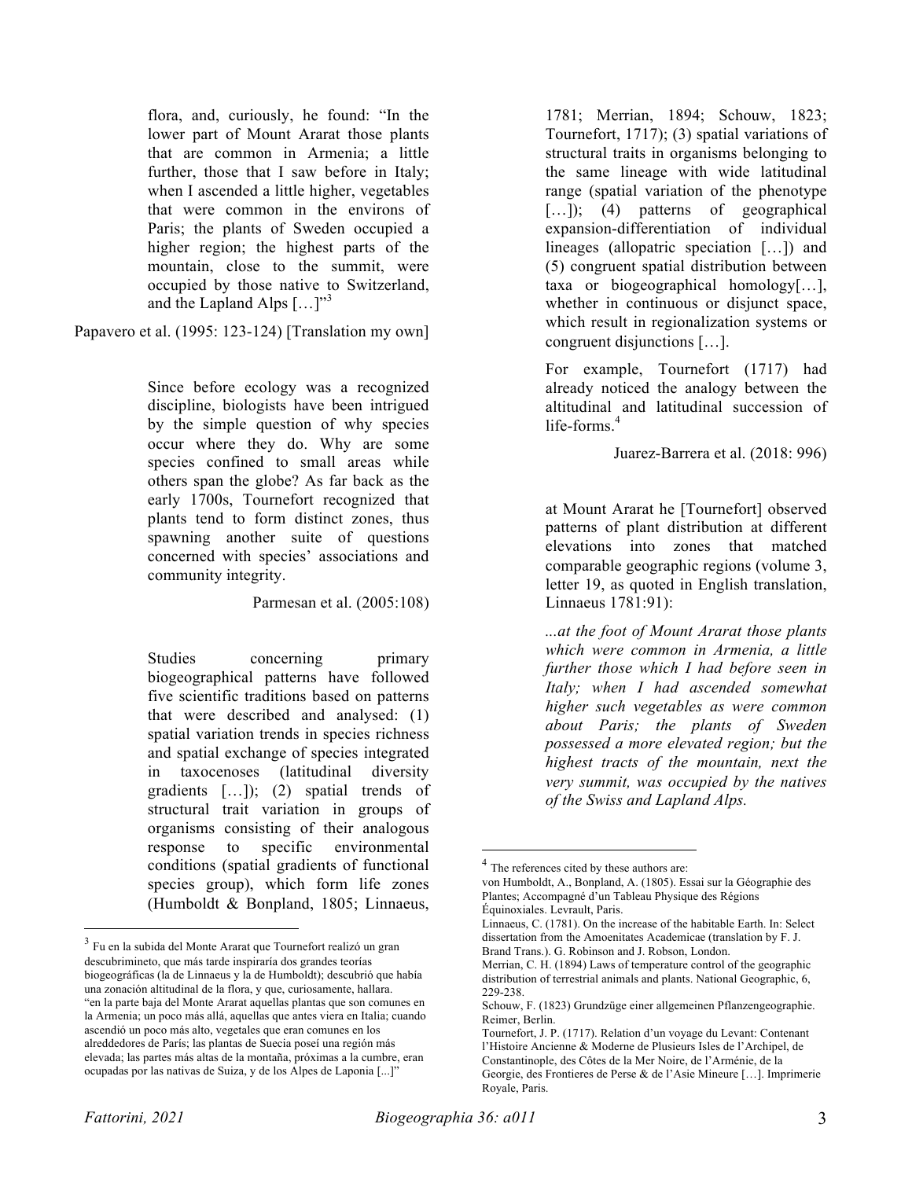flora, and, curiously, he found: "In the lower part of Mount Ararat those plants that are common in Armenia; a little further, those that I saw before in Italy; when I ascended a little higher, vegetables that were common in the environs of Paris; the plants of Sweden occupied a higher region; the highest parts of the mountain, close to the summit, were occupied by those native to Switzerland, and the Lapland Alps […]"[3]

Papavero et al. (1995: 123-124) [Translation my own]

> Since before ecology was a recognized discipline, biologists have been intrigued by the simple question of why species occur where they do. Why are some species confined to small areas while others span the globe? As far back as the early 1700s, Tournefort recognized that plants tend to form distinct zones, thus spawning another suite of questions concerned with species' associations and community integrity.

Parmesan et al. (2005:108)

> Studies concerning primary biogeographical patterns have followed five scientific traditions based on patterns that were described and analysed: (1) spatial variation trends in species richness and spatial exchange of species integrated in taxocenoses (latitudinal diversity gradients […]); (2) spatial trends of structural trait variation in groups of organisms consisting of their analogous response to specific environmental conditions (spatial gradients of functional species group), which form life zones (Humboldt & Bonpland, 1805; Linnaeus, 1781; Merrian, 1894; Schouw, 1823; Tournefort, 1717); (3) spatial variations of structural traits in organisms belonging to the same lineage with wide latitudinal range (spatial variation of the phenotype […]); (4) patterns of geographical expansion-differentiation of individual lineages (allopatric speciation […]) and (5) congruent spatial distribution between taxa or biogeographical homology[…], whether in continuous or disjunct space, which result in regionalization systems or congruent disjunctions […].
>
> For example, Tournefort (1717) had already noticed the analogy between the altitudinal and latitudinal succession of life-forms.[4]

Juarez-Barrera et al. (2018: 996)

> at Mount Ararat he [Tournefort] observed patterns of plant distribution at different elevations into zones that matched comparable geographic regions (volume 3, letter 19, as quoted in English translation, Linnaeus 1781:91):
>
> *...at the foot of Mount Ararat those plants which were common in Armenia, a little further those which I had before seen in Italy; when I had ascended somewhat higher such vegetables as were common about Paris; the plants of Sweden possessed a more elevated region; but the highest tracts of the mountain, next the very summit, was occupied by the natives of the Swiss and Lapland Alps.*

---

[3] Fu en la subida del Monte Ararat que Tournefort realizó un gran descubrimineto, que más tarde inspiraría dos grandes teorías biogeográficas (la de Linnaeus y la de Humboldt); descubrió que había una zonación altitudinal de la flora, y que, curiosamente, hallara. "en la parte baja del Monte Ararat aquellas plantas que son comunes en la Armenia; un poco más allá, aquellas que antes viera en Italia; cuando ascendió un poco más alto, vegetales que eran comunes en los alreddedores de París; las plantas de Suecia poseí una región más elevada; las partes más altas de la montaña, próximas a la cumbre, eran ocupadas por las nativas de Suiza, y de los Alpes de Laponia [...]"

[4] The references cited by these authors are:
von Humboldt, A., Bonpland, A. (1805). Essai sur la Géographie des Plantes; Accompagné d'un Tableau Physique des Régions Équinoxiales. Levrault, Paris.
Linnaeus, C. (1781). On the increase of the habitable Earth. In: Select dissertation from the Amoenitates Academicae (translation by F. J. Brand Trans.). G. Robinson and J. Robson, London.
Merrian, C. H. (1894) Laws of temperature control of the geographic distribution of terrestrial animals and plants. National Geographic, 6, 229-238.
Schouw, F. (1823) Grundzüge einer allgemeinen Pflanzengeographie. Reimer, Berlin.
Tournefort, J. P. (1717). Relation d'un voyage du Levant: Contenant l'Histoire Ancienne & Moderne de Plusieurs Isles de l'Archipel, de Constantinople, des Côtes de la Mer Noire, de l'Arménie, de la Georgie, des Frontieres de Perse & de l'Asie Mineure […]. Imprimerie Royale, Paris.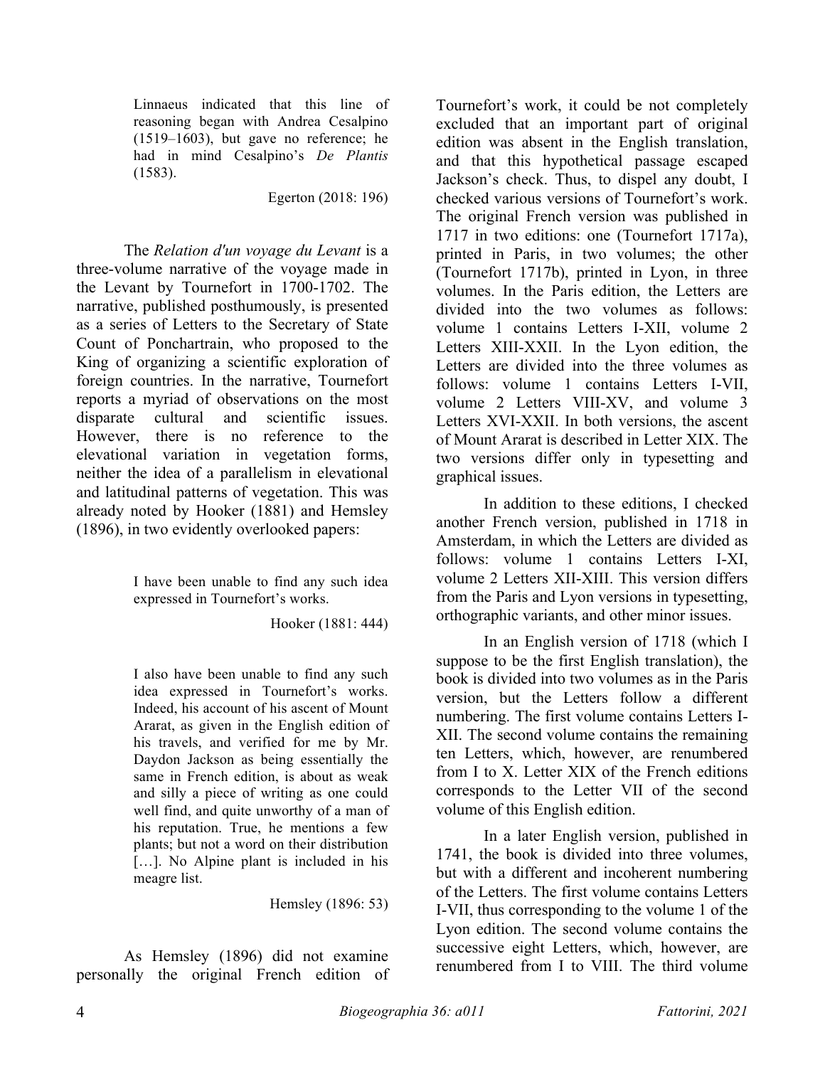> Linnaeus indicated that this line of reasoning began with Andrea Cesalpino (1519–1603), but gave no reference; he had in mind Cesalpino's *De Plantis* (1583).
>
> Egerton (2018: 196)

The *Relation d'un voyage du Levant* is a three-volume narrative of the voyage made in the Levant by Tournefort in 1700-1702. The narrative, published posthumously, is presented as a series of Letters to the Secretary of State Count of Ponchartrain, who proposed to the King of organizing a scientific exploration of foreign countries. In the narrative, Tournefort reports a myriad of observations on the most disparate cultural and scientific issues. However, there is no reference to the elevational variation in vegetation forms, neither the idea of a parallelism in elevational and latitudinal patterns of vegetation. This was already noted by Hooker (1881) and Hemsley (1896), in two evidently overlooked papers:

> I have been unable to find any such idea expressed in Tournefort's works.
>
> Hooker (1881: 444)

> I also have been unable to find any such idea expressed in Tournefort's works. Indeed, his account of his ascent of Mount Ararat, as given in the English edition of his travels, and verified for me by Mr. Daydon Jackson as being essentially the same in French edition, is about as weak and silly a piece of writing as one could well find, and quite unworthy of a man of his reputation. True, he mentions a few plants; but not a word on their distribution […]. No Alpine plant is included in his meagre list.
>
> Hemsley (1896: 53)

As Hemsley (1896) did not examine personally the original French edition of Tournefort's work, it could be not completely excluded that an important part of original edition was absent in the English translation, and that this hypothetical passage escaped Jackson's check. Thus, to dispel any doubt, I checked various versions of Tournefort's work. The original French version was published in 1717 in two editions: one (Tournefort 1717a), printed in Paris, in two volumes; the other (Tournefort 1717b), printed in Lyon, in three volumes. In the Paris edition, the Letters are divided into the two volumes as follows: volume 1 contains Letters I-XII, volume 2 Letters XIII-XXII. In the Lyon edition, the Letters are divided into the three volumes as follows: volume 1 contains Letters I-VII, volume 2 Letters VIII-XV, and volume 3 Letters XVI-XXII. In both versions, the ascent of Mount Ararat is described in Letter XIX. The two versions differ only in typesetting and graphical issues.

In addition to these editions, I checked another French version, published in 1718 in Amsterdam, in which the Letters are divided as follows: volume 1 contains Letters I-XI, volume 2 Letters XII-XIII. This version differs from the Paris and Lyon versions in typesetting, orthographic variants, and other minor issues.

In an English version of 1718 (which I suppose to be the first English translation), the book is divided into two volumes as in the Paris version, but the Letters follow a different numbering. The first volume contains Letters I-XII. The second volume contains the remaining ten Letters, which, however, are renumbered from I to X. Letter XIX of the French editions corresponds to the Letter VII of the second volume of this English edition.

In a later English version, published in 1741, the book is divided into three volumes, but with a different and incoherent numbering of the Letters. The first volume contains Letters I-VII, thus corresponding to the volume 1 of the Lyon edition. The second volume contains the successive eight Letters, which, however, are renumbered from I to VIII. The third volume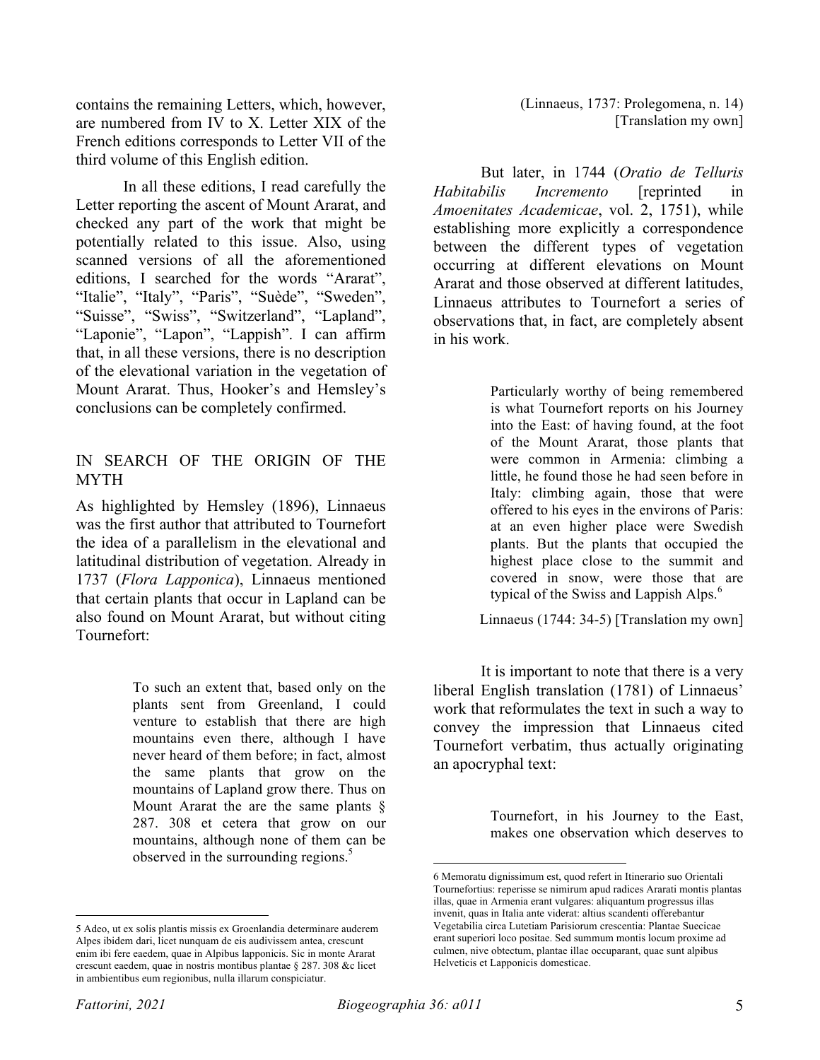contains the remaining Letters, which, however, are numbered from IV to X. Letter XIX of the French editions corresponds to Letter VII of the third volume of this English edition.

In all these editions, I read carefully the Letter reporting the ascent of Mount Ararat, and checked any part of the work that might be potentially related to this issue. Also, using scanned versions of all the aforementioned editions, I searched for the words "Ararat", "Italie", "Italy", "Paris", "Suède", "Sweden", "Suisse", "Swiss", "Switzerland", "Lapland", "Laponie", "Lapon", "Lappish". I can affirm that, in all these versions, there is no description of the elevational variation in the vegetation of Mount Ararat. Thus, Hooker's and Hemsley's conclusions can be completely confirmed.

## IN SEARCH OF THE ORIGIN OF THE MYTH

As highlighted by Hemsley (1896), Linnaeus was the first author that attributed to Tournefort the idea of a parallelism in the elevational and latitudinal distribution of vegetation. Already in 1737 (*Flora Lapponica*), Linnaeus mentioned that certain plants that occur in Lapland can be also found on Mount Ararat, but without citing Tournefort:

> To such an extent that, based only on the plants sent from Greenland, I could venture to establish that there are high mountains even there, although I have never heard of them before; in fact, almost the same plants that grow on the mountains of Lapland grow there. Thus on Mount Ararat the are the same plants § 287. 308 et cetera that grow on our mountains, although none of them can be observed in the surrounding regions.[5]
>
> (Linnaeus, 1737: Prolegomena, n. 14) [Translation my own]

But later, in 1744 (*Oratio de Telluris Habitabilis Incremento* [reprinted in *Amoenitates Academicae*, vol. 2, 1751), while establishing more explicitly a correspondence between the different types of vegetation occurring at different elevations on Mount Ararat and those observed at different latitudes, Linnaeus attributes to Tournefort a series of observations that, in fact, are completely absent in his work.

> Particularly worthy of being remembered is what Tournefort reports on his Journey into the East: of having found, at the foot of the Mount Ararat, those plants that were common in Armenia: climbing a little, he found those he had seen before in Italy: climbing again, those that were offered to his eyes in the environs of Paris: at an even higher place were Swedish plants. But the plants that occupied the highest place close to the summit and covered in snow, were those that are typical of the Swiss and Lappish Alps.[6]
>
> Linnaeus (1744: 34-5) [Translation my own]

It is important to note that there is a very liberal English translation (1781) of Linnaeus' work that reformulates the text in such a way to convey the impression that Linnaeus cited Tournefort verbatim, thus actually originating an apocryphal text:

> Tournefort, in his Journey to the East, makes one observation which deserves to

---

5 Adeo, ut ex solis plantis missis ex Groenlandia determinare auderem Alpes ibidem dari, licet nunquam de eis audivissem antea, crescunt enim ibi fere eaedem, quae in Alpibus lapponicis. Sic in monte Ararat crescunt eaedem, quae in nostris montibus plantae § 287. 308 &c licet in ambientibus eum regionibus, nulla illarum conspiciatur.

6 Memoratu dignissimum est, quod refert in Itinerario suo Orientali Tournefortius: reperisse se nimirum apud radices Ararati montis plantas illas, quae in Armenia erant vulgares: aliquantum progressus illas invenit, quas in Italia ante viderat: altius scandenti offerebantur Vegetabilia circa Lutetiam Parisiorum crescentia: Plantae Suecicae erant superiori loco positae. Sed summum montis locum proxime ad culmen, nive obtectum, plantae illae occuparant, quae sunt alpibus Helveticis et Lapponicis domesticae.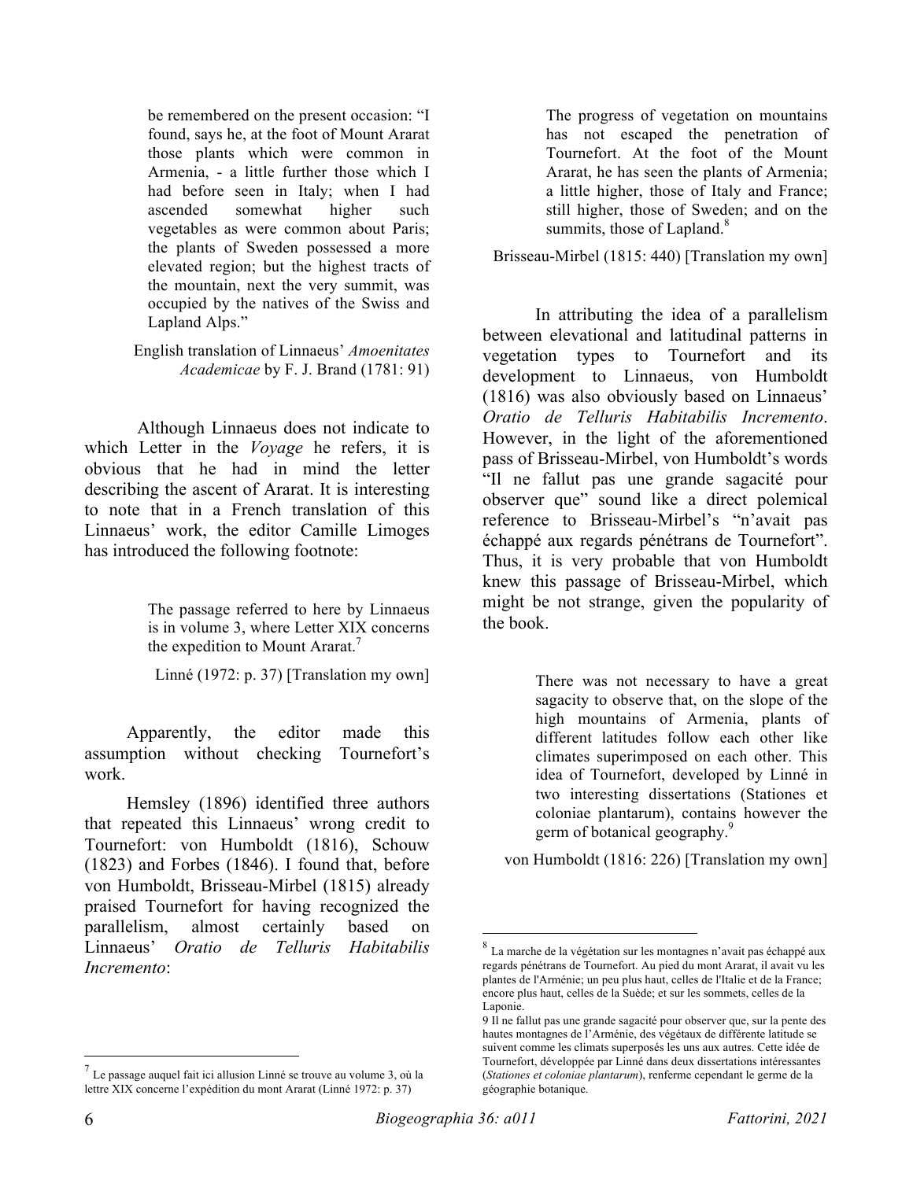be remembered on the present occasion: "I found, says he, at the foot of Mount Ararat those plants which were common in Armenia, - a little further those which I had before seen in Italy; when I had ascended somewhat higher such vegetables as were common about Paris; the plants of Sweden possessed a more elevated region; but the highest tracts of the mountain, next the very summit, was occupied by the natives of the Swiss and Lapland Alps."

English translation of Linnaeus' *Amoenitates Academicae* by F. J. Brand (1781: 91)

Although Linnaeus does not indicate to which Letter in the *Voyage* he refers, it is obvious that he had in mind the letter describing the ascent of Ararat. It is interesting to note that in a French translation of this Linnaeus' work, the editor Camille Limoges has introduced the following footnote:

> The passage referred to here by Linnaeus is in volume 3, where Letter XIX concerns the expedition to Mount Ararat.[7]

Linné (1972: p. 37) [Translation my own]

Apparently, the editor made this assumption without checking Tournefort's work.

Hemsley (1896) identified three authors that repeated this Linnaeus' wrong credit to Tournefort: von Humboldt (1816), Schouw (1823) and Forbes (1846). I found that, before von Humboldt, Brisseau-Mirbel (1815) already praised Tournefort for having recognized the parallelism, almost certainly based on Linnaeus' *Oratio de Telluris Habitabilis Incremento*:

> The progress of vegetation on mountains has not escaped the penetration of Tournefort. At the foot of the Mount Ararat, he has seen the plants of Armenia; a little higher, those of Italy and France; still higher, those of Sweden; and on the summits, those of Lapland.[8]

Brisseau-Mirbel (1815: 440) [Translation my own]

In attributing the idea of a parallelism between elevational and latitudinal patterns in vegetation types to Tournefort and its development to Linnaeus, von Humboldt (1816) was also obviously based on Linnaeus' *Oratio de Telluris Habitabilis Incremento*. However, in the light of the aforementioned pass of Brisseau-Mirbel, von Humboldt's words "Il ne fallut pas une grande sagacité pour observer que" sound like a direct polemical reference to Brisseau-Mirbel's "n'avait pas échappé aux regards pénétrans de Tournefort". Thus, it is very probable that von Humboldt knew this passage of Brisseau-Mirbel, which might be not strange, given the popularity of the book.

> There was not necessary to have a great sagacity to observe that, on the slope of the high mountains of Armenia, plants of different latitudes follow each other like climates superimposed on each other. This idea of Tournefort, developed by Linné in two interesting dissertations (Stationes et coloniae plantarum), contains however the germ of botanical geography.[9]

von Humboldt (1816: 226) [Translation my own]

---

[7] Le passage auquel fait ici allusion Linné se trouve au volume 3, où la lettre XIX concerne l'expédition du mont Ararat (Linné 1972: p. 37)

[8] La marche de la végétation sur les montagnes n'avait pas échappé aux regards pénétrans de Tournefort. Au pied du mont Ararat, il avait vu les plantes de l'Arménie; un peu plus haut, celles de l'Italie et de la France; encore plus haut, celles de la Suède; et sur les sommets, celles de la Laponie.

[9] Il ne fallut pas une grande sagacité pour observer que, sur la pente des hautes montagnes de l'Arménie, des végétaux de différente latitude se suivent comme les climats superposés les uns aux autres. Cette idée de Tournefort, développée par Linné dans deux dissertations intéressantes (*Stationes et coloniae plantarum*), renferme cependant le germe de la géographie botanique.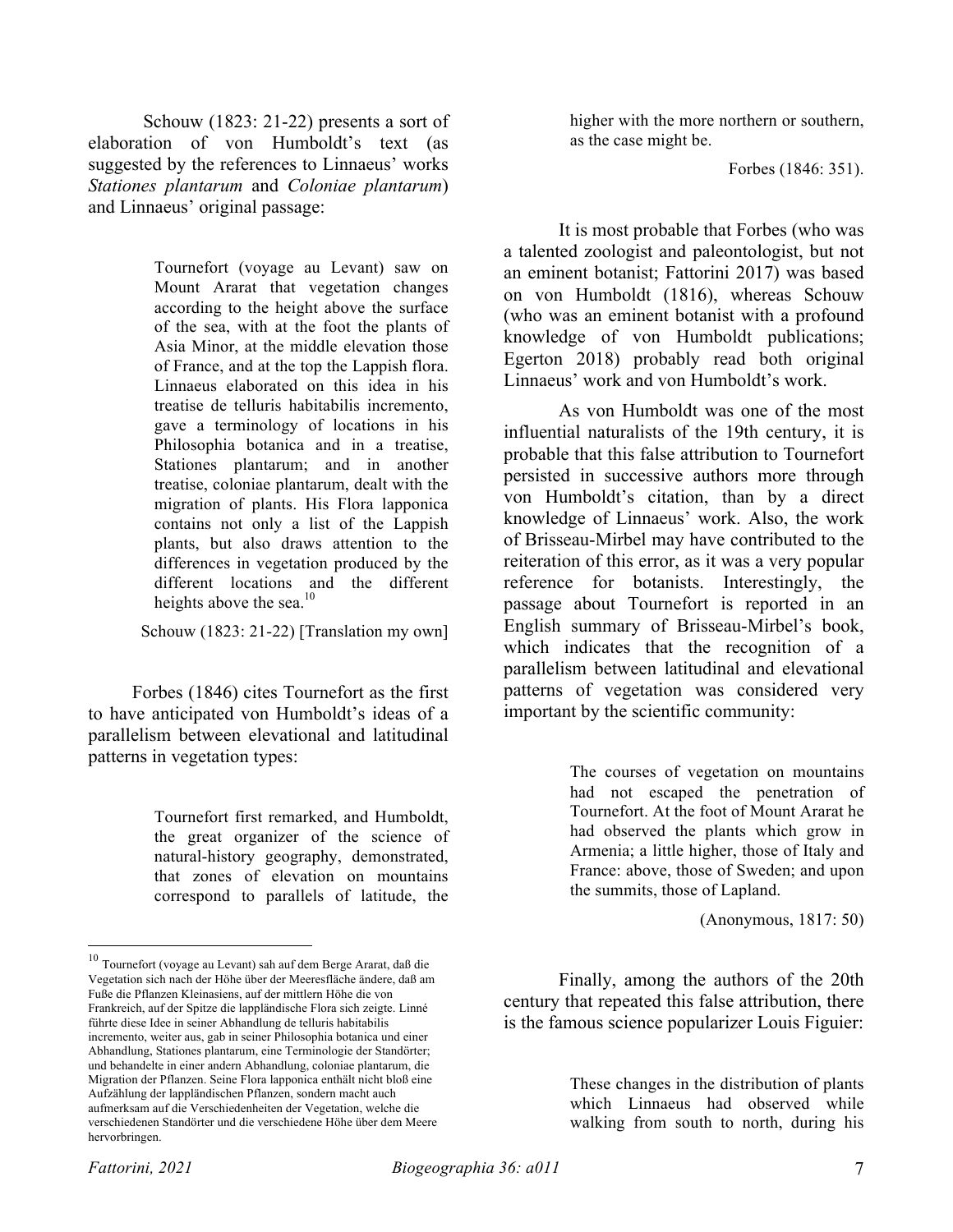Schouw (1823: 21-22) presents a sort of elaboration of von Humboldt's text (as suggested by the references to Linnaeus' works *Stationes plantarum* and *Coloniae plantarum*) and Linnaeus' original passage:

> Tournefort (voyage au Levant) saw on Mount Ararat that vegetation changes according to the height above the surface of the sea, with at the foot the plants of Asia Minor, at the middle elevation those of France, and at the top the Lappish flora. Linnaeus elaborated on this idea in his treatise de telluris habitabilis incremento, gave a terminology of locations in his Philosophia botanica and in a treatise, Stationes plantarum; and in another treatise, coloniae plantarum, dealt with the migration of plants. His Flora lapponica contains not only a list of the Lappish plants, but also draws attention to the differences in vegetation produced by the different locations and the different heights above the sea.[10]
>
> Schouw (1823: 21-22) [Translation my own]

Forbes (1846) cites Tournefort as the first to have anticipated von Humboldt's ideas of a parallelism between elevational and latitudinal patterns in vegetation types:

> Tournefort first remarked, and Humboldt, the great organizer of the science of natural-history geography, demonstrated, that zones of elevation on mountains correspond to parallels of latitude, the higher with the more northern or southern, as the case might be.
>
> Forbes (1846: 351).

It is most probable that Forbes (who was a talented zoologist and paleontologist, but not an eminent botanist; Fattorini 2017) was based on von Humboldt (1816), whereas Schouw (who was an eminent botanist with a profound knowledge of von Humboldt publications; Egerton 2018) probably read both original Linnaeus' work and von Humboldt's work.

As von Humboldt was one of the most influential naturalists of the 19th century, it is probable that this false attribution to Tournefort persisted in successive authors more through von Humboldt's citation, than by a direct knowledge of Linnaeus' work. Also, the work of Brisseau-Mirbel may have contributed to the reiteration of this error, as it was a very popular reference for botanists. Interestingly, the passage about Tournefort is reported in an English summary of Brisseau-Mirbel's book, which indicates that the recognition of a parallelism between latitudinal and elevational patterns of vegetation was considered very important by the scientific community:

> The courses of vegetation on mountains had not escaped the penetration of Tournefort. At the foot of Mount Ararat he had observed the plants which grow in Armenia; a little higher, those of Italy and France: above, those of Sweden; and upon the summits, those of Lapland.
>
> (Anonymous, 1817: 50)

Finally, among the authors of the 20th century that repeated this false attribution, there is the famous science popularizer Louis Figuier:

> These changes in the distribution of plants which Linnaeus had observed while walking from south to north, during his

[10] Tournefort (voyage au Levant) sah auf dem Berge Ararat, daß die Vegetation sich nach der Höhe über der Meeresfläche ändere, daß am Fuße die Pflanzen Kleinasiens, auf der mittlern Höhe die von Frankreich, auf der Spitze die lappländische Flora sich zeigte. Linné führte diese Idee in seiner Abhandlung de telluris habitabilis incremento, weiter aus, gab in seiner Philosophia botanica und einer Abhandlung, Stationes plantarum, eine Terminologie der Standörter; und behandelte in einer andern Abhandlung, coloniae plantarum, die Migration der Pflanzen. Seine Flora lapponica enthält nicht bloß eine Aufzählung der lappländischen Pflanzen, sondern macht auch aufmerksam auf die Verschiedenheiten der Vegetation, welche die verschiedenen Standörter und die verschiedene Höhe über dem Meere hervorbringen.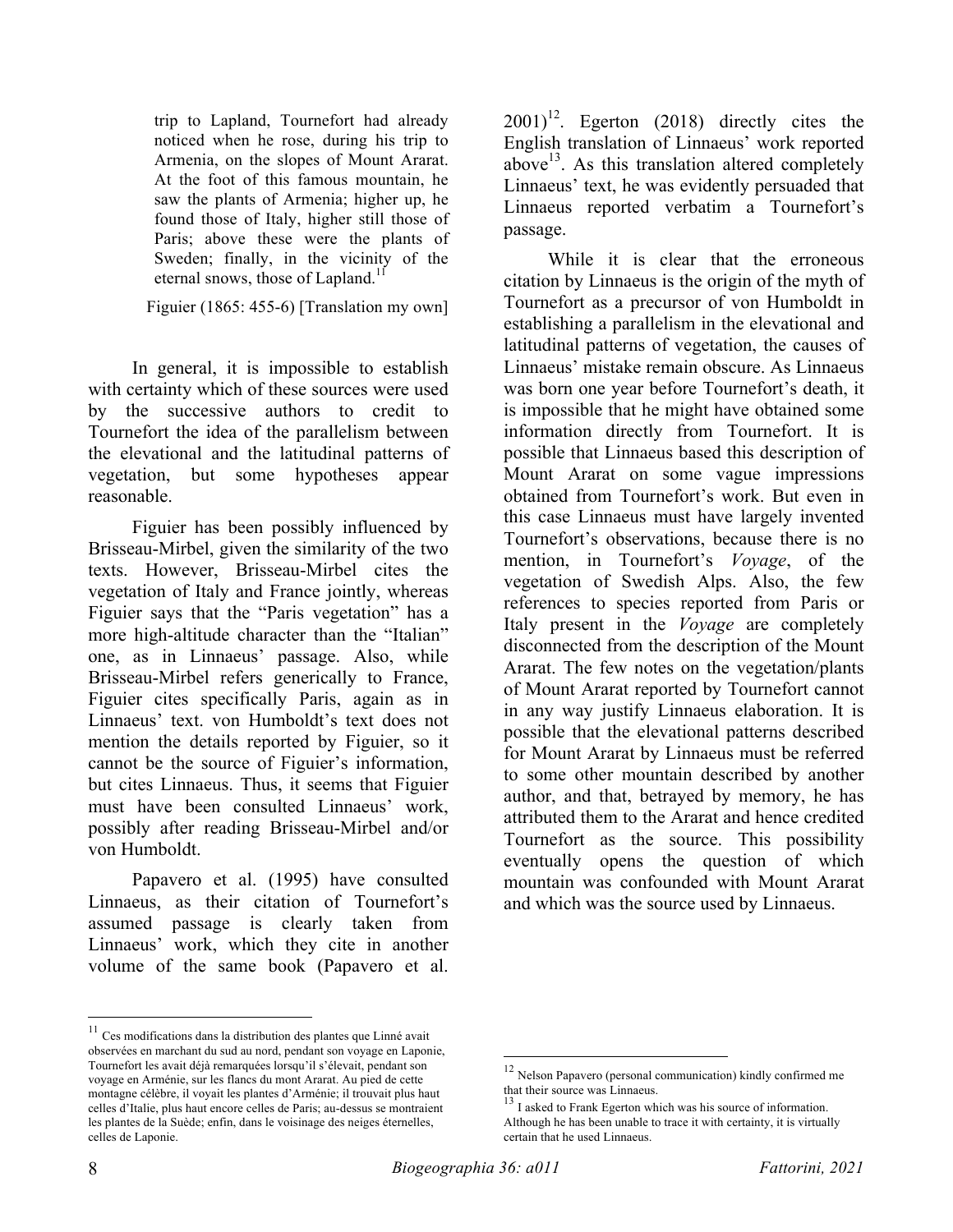> trip to Lapland, Tournefort had already noticed when he rose, during his trip to Armenia, on the slopes of Mount Ararat. At the foot of this famous mountain, he saw the plants of Armenia; higher up, he found those of Italy, higher still those of Paris; above these were the plants of Sweden; finally, in the vicinity of the eternal snows, those of Lapland.[11]
>
> Figuier (1865: 455-6) [Translation my own]

In general, it is impossible to establish with certainty which of these sources were used by the successive authors to credit to Tournefort the idea of the parallelism between the elevational and the latitudinal patterns of vegetation, but some hypotheses appear reasonable.

Figuier has been possibly influenced by Brisseau-Mirbel, given the similarity of the two texts. However, Brisseau-Mirbel cites the vegetation of Italy and France jointly, whereas Figuier says that the "Paris vegetation" has a more high-altitude character than the "Italian" one, as in Linnaeus' passage. Also, while Brisseau-Mirbel refers generically to France, Figuier cites specifically Paris, again as in Linnaeus' text. von Humboldt's text does not mention the details reported by Figuier, so it cannot be the source of Figuier's information, but cites Linnaeus. Thus, it seems that Figuier must have been consulted Linnaeus' work, possibly after reading Brisseau-Mirbel and/or von Humboldt.

Papavero et al. (1995) have consulted Linnaeus, as their citation of Tournefort's assumed passage is clearly taken from Linnaeus' work, which they cite in another volume of the same book (Papavero et al. 2001)[12]. Egerton (2018) directly cites the English translation of Linnaeus' work reported above[13]. As this translation altered completely Linnaeus' text, he was evidently persuaded that Linnaeus reported verbatim a Tournefort's passage.

While it is clear that the erroneous citation by Linnaeus is the origin of the myth of Tournefort as a precursor of von Humboldt in establishing a parallelism in the elevational and latitudinal patterns of vegetation, the causes of Linnaeus' mistake remain obscure. As Linnaeus was born one year before Tournefort's death, it is impossible that he might have obtained some information directly from Tournefort. It is possible that Linnaeus based this description of Mount Ararat on some vague impressions obtained from Tournefort's work. But even in this case Linnaeus must have largely invented Tournefort's observations, because there is no mention, in Tournefort's *Voyage*, of the vegetation of Swedish Alps. Also, the few references to species reported from Paris or Italy present in the *Voyage* are completely disconnected from the description of the Mount Ararat. The few notes on the vegetation/plants of Mount Ararat reported by Tournefort cannot in any way justify Linnaeus elaboration. It is possible that the elevational patterns described for Mount Ararat by Linnaeus must be referred to some other mountain described by another author, and that, betrayed by memory, he has attributed them to the Ararat and hence credited Tournefort as the source. This possibility eventually opens the question of which mountain was confounded with Mount Ararat and which was the source used by Linnaeus.

---

[11] Ces modifications dans la distribution des plantes que Linné avait observées en marchant du sud au nord, pendant son voyage en Laponie, Tournefort les avait déjà remarquées lorsqu'il s'élevait, pendant son voyage en Arménie, sur les flancs du mont Ararat. Au pied de cette montagne célèbre, il voyait les plantes d'Arménie; il trouvait plus haut celles d'Italie, plus haut encore celles de Paris; au-dessus se montraient les plantes de la Suède; enfin, dans le voisinage des neiges éternelles, celles de Laponie.

[12] Nelson Papavero (personal communication) kindly confirmed me that their source was Linnaeus.

[13] I asked to Frank Egerton which was his source of information. Although he has been unable to trace it with certainty, it is virtually certain that he used Linnaeus.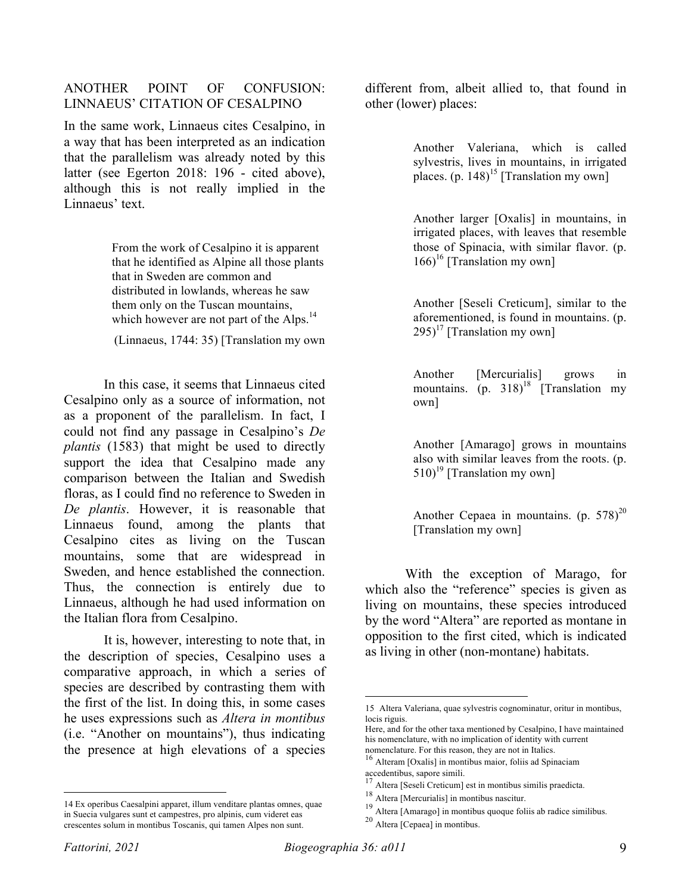## ANOTHER POINT OF CONFUSION: LINNAEUS' CITATION OF CESALPINO

In the same work, Linnaeus cites Cesalpino, in a way that has been interpreted as an indication that the parallelism was already noted by this latter (see Egerton 2018: 196 - cited above), although this is not really implied in the Linnaeus' text.

> From the work of Cesalpino it is apparent that he identified as Alpine all those plants that in Sweden are common and distributed in lowlands, whereas he saw them only on the Tuscan mountains, which however are not part of the Alps.[14]
>
> (Linnaeus, 1744: 35) [Translation my own

In this case, it seems that Linnaeus cited Cesalpino only as a source of information, not as a proponent of the parallelism. In fact, I could not find any passage in Cesalpino's *De plantis* (1583) that might be used to directly support the idea that Cesalpino made any comparison between the Italian and Swedish floras, as I could find no reference to Sweden in *De plantis*. However, it is reasonable that Linnaeus found, among the plants that Cesalpino cites as living on the Tuscan mountains, some that are widespread in Sweden, and hence established the connection. Thus, the connection is entirely due to Linnaeus, although he had used information on the Italian flora from Cesalpino.

It is, however, interesting to note that, in the description of species, Cesalpino uses a comparative approach, in which a series of species are described by contrasting them with the first of the list. In doing this, in some cases he uses expressions such as *Altera in montibus* (i.e. "Another on mountains"), thus indicating the presence at high elevations of a species different from, albeit allied to, that found in other (lower) places:

> Another Valeriana, which is called sylvestris, lives in mountains, in irrigated places. (p. 148)[15] [Translation my own]

> Another larger [Oxalis] in mountains, in irrigated places, with leaves that resemble those of Spinacia, with similar flavor. (p. 166)[16] [Translation my own]

> Another [Seseli Creticum], similar to the aforementioned, is found in mountains. (p. 295)[17] [Translation my own]

> Another [Mercurialis] grows in mountains. (p. 318)[18] [Translation my own]

> Another [Amarago] grows in mountains also with similar leaves from the roots. (p. 510)[19] [Translation my own]

> Another Cepaea in mountains. (p. 578)[20] [Translation my own]

With the exception of Marago, for which also the "reference" species is given as living on mountains, these species introduced by the word "Altera" are reported as montane in opposition to the first cited, which is indicated as living in other (non-montane) habitats.

---

14 Ex operibus Caesalpini apparet, illum venditare plantas omnes, quae in Suecia vulgares sunt et campestres, pro alpinis, cum videret eas crescentes solum in montibus Toscanis, qui tamen Alpes non sunt.

15 Altera Valeriana, quae sylvestris cognominatur, oritur in montibus, locis riguis.
Here, and for the other taxa mentioned by Cesalpino, I have maintained his nomenclature, with no implication of identity with current nomenclature. For this reason, they are not in Italics.

16 Alteram [Oxalis] in montibus maior, foliis ad Spinaciam accedentibus, sapore simili.

17 Altera [Seseli Creticum] est in montibus similis praedicta.

18 Altera [Mercurialis] in montibus nascitur.

19 Altera [Amarago] in montibus quoque foliis ab radice similibus.

20 Altera [Cepaea] in montibus.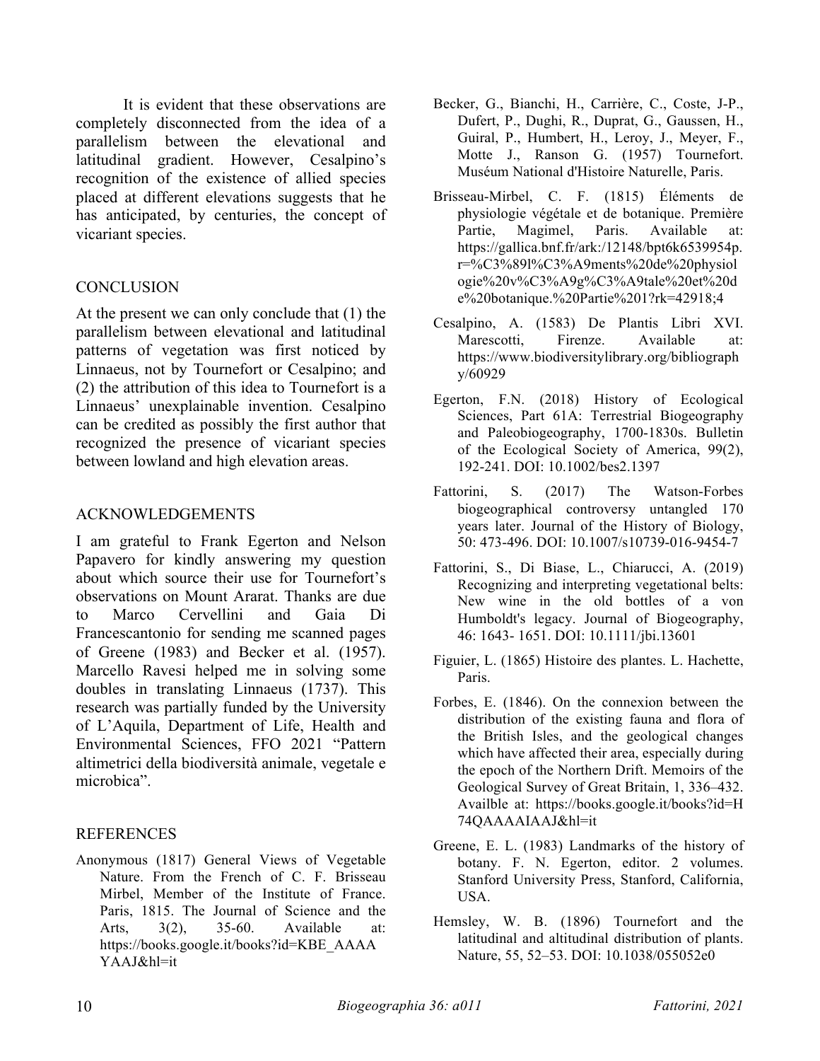It is evident that these observations are completely disconnected from the idea of a parallelism between the elevational and latitudinal gradient. However, Cesalpino's recognition of the existence of allied species placed at different elevations suggests that he has anticipated, by centuries, the concept of vicariant species.

## CONCLUSION

At the present we can only conclude that (1) the parallelism between elevational and latitudinal patterns of vegetation was first noticed by Linnaeus, not by Tournefort or Cesalpino; and (2) the attribution of this idea to Tournefort is a Linnaeus' unexplainable invention. Cesalpino can be credited as possibly the first author that recognized the presence of vicariant species between lowland and high elevation areas.

## ACKNOWLEDGEMENTS

I am grateful to Frank Egerton and Nelson Papavero for kindly answering my question about which source their use for Tournefort's observations on Mount Ararat. Thanks are due to Marco Cervellini and Gaia Di Francescantonio for sending me scanned pages of Greene (1983) and Becker et al. (1957). Marcello Ravesi helped me in solving some doubles in translating Linnaeus (1737). This research was partially funded by the University of L'Aquila, Department of Life, Health and Environmental Sciences, FFO 2021 "Pattern altimetrici della biodiversità animale, vegetale e microbica".

## REFERENCES

Anonymous (1817) General Views of Vegetable Nature. From the French of C. F. Brisseau Mirbel, Member of the Institute of France. Paris, 1815. The Journal of Science and the Arts, 3(2), 35-60. Available at: https://books.google.it/books?id=KBE_AAAAYAAJ&hl=it

Becker, G., Bianchi, H., Carrière, C., Coste, J-P., Dufert, P., Dughi, R., Duprat, G., Gaussen, H., Guiral, P., Humbert, H., Leroy, J., Meyer, F., Motte J., Ranson G. (1957) Tournefort. Muséum National d'Histoire Naturelle, Paris.

Brisseau-Mirbel, C. F. (1815) Éléments de physiologie végétale et de botanique. Première Partie, Magimel, Paris. Available at: https://gallica.bnf.fr/ark:/12148/bpt6k6539954p.r=%C3%89l%C3%A9ments%20de%20physiologie%20v%C3%A9g%C3%A9tale%20et%20de%20botanique.%20Partie%201?rk=42918;4

Cesalpino, A. (1583) De Plantis Libri XVI. Marescotti, Firenze. Available at: https://www.biodiversitylibrary.org/bibliography/60929

Egerton, F.N. (2018) History of Ecological Sciences, Part 61A: Terrestrial Biogeography and Paleobiogeography, 1700-1830s. Bulletin of the Ecological Society of America, 99(2), 192-241. DOI: 10.1002/bes2.1397

Fattorini, S. (2017) The Watson-Forbes biogeographical controversy untangled 170 years later. Journal of the History of Biology, 50: 473-496. DOI: 10.1007/s10739-016-9454-7

Fattorini, S., Di Biase, L., Chiarucci, A. (2019) Recognizing and interpreting vegetational belts: New wine in the old bottles of a von Humboldt's legacy. Journal of Biogeography, 46: 1643- 1651. DOI: 10.1111/jbi.13601

Figuier, L. (1865) Histoire des plantes. L. Hachette, Paris.

Forbes, E. (1846). On the connexion between the distribution of the existing fauna and flora of the British Isles, and the geological changes which have affected their area, especially during the epoch of the Northern Drift. Memoirs of the Geological Survey of Great Britain, 1, 336–432. Availble at: https://books.google.it/books?id=H74QAAAAIAAJ&hl=it

Greene, E. L. (1983) Landmarks of the history of botany. F. N. Egerton, editor. 2 volumes. Stanford University Press, Stanford, California, USA.

Hemsley, W. B. (1896) Tournefort and the latitudinal and altitudinal distribution of plants. Nature, 55, 52–53. DOI: 10.1038/055052e0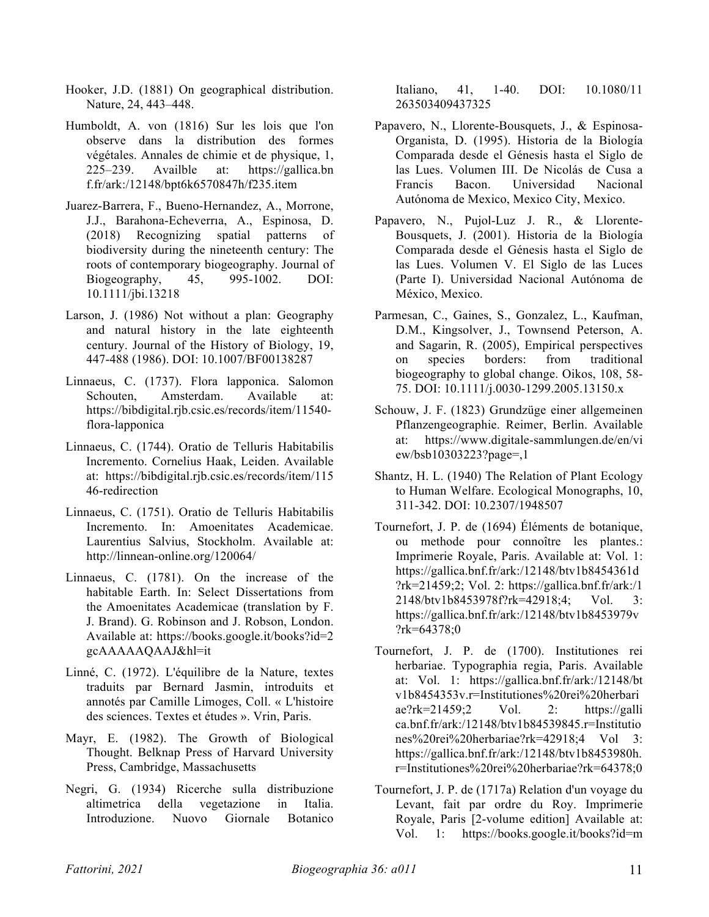Hooker, J.D. (1881) On geographical distribution. Nature, 24, 443–448.

Humboldt, A. von (1816) Sur les lois que l'on observe dans la distribution des formes végétales. Annales de chimie et de physique, 1, 225–239. Availble at: https://gallica.bnf.fr/ark:/12148/bpt6k6570847h/f235.item

Juarez-Barrera, F., Bueno-Hernandez, A., Morrone, J.J., Barahona-Echeverrıa, A., Espinosa, D. (2018) Recognizing spatial patterns of biodiversity during the nineteenth century: The roots of contemporary biogeography. Journal of Biogeography, 45, 995-1002. DOI: 10.1111/jbi.13218

Larson, J. (1986) Not without a plan: Geography and natural history in the late eighteenth century. Journal of the History of Biology, 19, 447-488 (1986). DOI: 10.1007/BF00138287

Linnaeus, C. (1737). Flora lapponica. Salomon Schouten, Amsterdam. Available at: https://bibdigital.rjb.csic.es/records/item/11540-flora-lapponica

Linnaeus, C. (1744). Oratio de Telluris Habitabilis Incremento. Cornelius Haak, Leiden. Available at: https://bibdigital.rjb.csic.es/records/item/11546-redirection

Linnaeus, C. (1751). Oratio de Telluris Habitabilis Incremento. In: Amoenitates Academicae. Laurentius Salvius, Stockholm. Available at: http://linnean-online.org/120064/

Linnaeus, C. (1781). On the increase of the habitable Earth. In: Select Dissertations from the Amoenitates Academicae (translation by F. J. Brand). G. Robinson and J. Robson, London. Available at: https://books.google.it/books?id=2gcAAAAAQAAJ&hl=it

Linné, C. (1972). L'équilibre de la Nature, textes traduits par Bernard Jasmin, introduits et annotés par Camille Limoges, Coll. « L'histoire des sciences. Textes et études ». Vrin, Paris.

Mayr, E. (1982). The Growth of Biological Thought. Belknap Press of Harvard University Press, Cambridge, Massachusetts

Negri, G. (1934) Ricerche sulla distribuzione altimetrica della vegetazione in Italia. Introduzione. Nuovo Giornale Botanico Italiano, 41, 1-40. DOI: 10.1080/11263503409437325

Papavero, N., Llorente-Bousquets, J., & Espinosa-Organista, D. (1995). Historia de la Biología Comparada desde el Génesis hasta el Siglo de las Lues. Volumen III. De Nicolás de Cusa a Francis Bacon. Universidad Nacional Autónoma de Mexico, Mexico City, Mexico.

Papavero, N., Pujol-Luz J. R., & Llorente-Bousquets, J. (2001). Historia de la Biología Comparada desde el Génesis hasta el Siglo de las Lues. Volumen V. El Siglo de las Luces (Parte I). Universidad Nacional Autónoma de México, Mexico.

Parmesan, C., Gaines, S., Gonzalez, L., Kaufman, D.M., Kingsolver, J., Townsend Peterson, A. and Sagarin, R. (2005), Empirical perspectives on species borders: from traditional biogeography to global change. Oikos, 108, 58-75. DOI: 10.1111/j.0030-1299.2005.13150.x

Schouw, J. F. (1823) Grundzüge einer allgemeinen Pflanzengeographie. Reimer, Berlin. Available at: https://www.digitale-sammlungen.de/en/view/bsb10303223?page=,1

Shantz, H. L. (1940) The Relation of Plant Ecology to Human Welfare. Ecological Monographs, 10, 311-342. DOI: 10.2307/1948507

Tournefort, J. P. de (1694) Éléments de botanique, ou methode pour connoître les plantes.: Imprimerie Royale, Paris. Available at: Vol. 1: https://gallica.bnf.fr/ark:/12148/btv1b8454361d?rk=21459;2; Vol. 2: https://gallica.bnf.fr/ark:/12148/btv1b8453978f?rk=42918;4; Vol. 3: https://gallica.bnf.fr/ark:/12148/btv1b8453979v?rk=64378;0

Tournefort, J. P. de (1700). Institutiones rei herbariae. Typographia regia, Paris. Available at: Vol. 1: https://gallica.bnf.fr/ark:/12148/btv1b8454353v.r=Institutiones%20rei%20herbariae?rk=21459;2 Vol. 2: https://gallica.bnf.fr/ark:/12148/btv1b84539845.r=Institutiones%20rei%20herbariae?rk=42918;4 Vol 3: https://gallica.bnf.fr/ark:/12148/btv1b8453980h.r=Institutiones%20rei%20herbariae?rk=64378;0

Tournefort, J. P. de (1717a) Relation d'un voyage du Levant, fait par ordre du Roy. Imprimerie Royale, Paris [2-volume edition] Available at: Vol. 1: https://books.google.it/books?id=m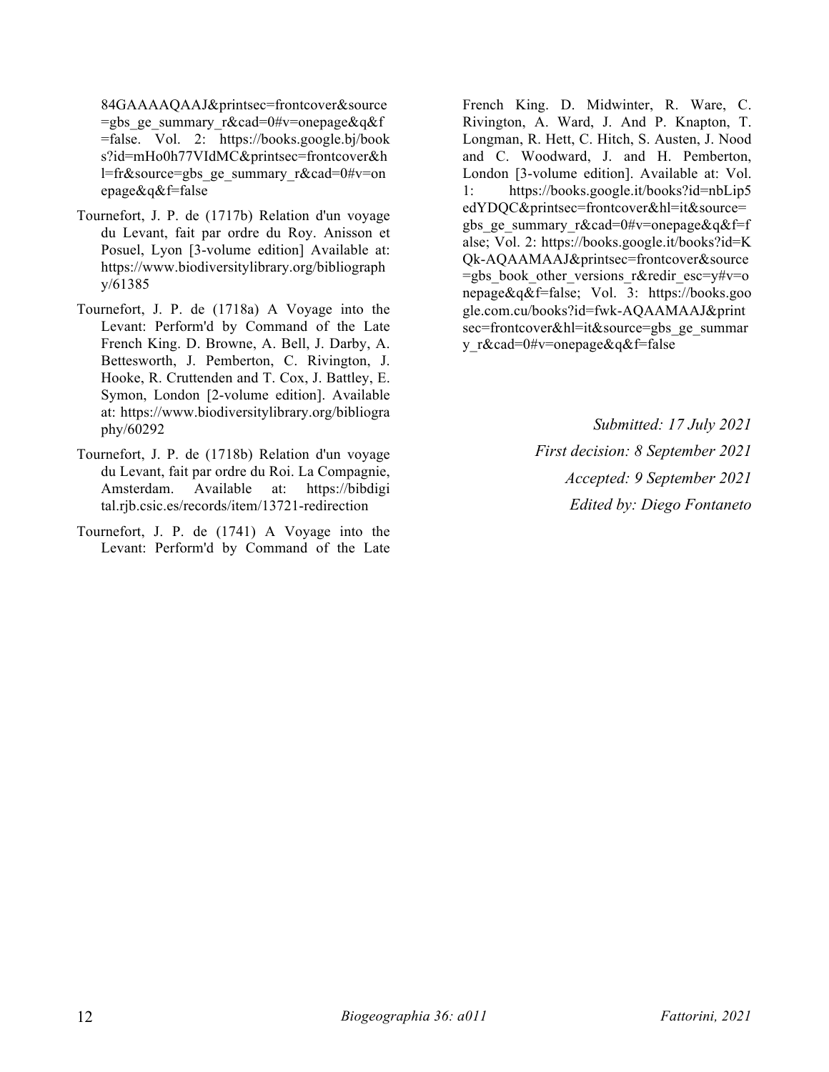84GAAAAQAAJ&printsec=frontcover&source=gbs_ge_summary_r&cad=0#v=onepage&q&f=false. Vol. 2: https://books.google.bj/books?id=mHo0h77VIdMC&printsec=frontcover&hl=fr&source=gbs_ge_summary_r&cad=0#v=onepage&q&f=false

Tournefort, J. P. de (1717b) Relation d'un voyage du Levant, fait par ordre du Roy. Anisson et Posuel, Lyon [3-volume edition] Available at: https://www.biodiversitylibrary.org/bibliography/61385

Tournefort, J. P. de (1718a) A Voyage into the Levant: Perform'd by Command of the Late French King. D. Browne, A. Bell, J. Darby, A. Bettesworth, J. Pemberton, C. Rivington, J. Hooke, R. Cruttenden and T. Cox, J. Battley, E. Symon, London [2-volume edition]. Available at: https://www.biodiversitylibrary.org/bibliography/60292

Tournefort, J. P. de (1718b) Relation d'un voyage du Levant, fait par ordre du Roi. La Compagnie, Amsterdam. Available at: https://bibdigital.rjb.csic.es/records/item/13721-redirection

Tournefort, J. P. de (1741) A Voyage into the Levant: Perform'd by Command of the Late French King. D. Midwinter, R. Ware, C. Rivington, A. Ward, J. And P. Knapton, T. Longman, R. Hett, C. Hitch, S. Austen, J. Nood and C. Woodward, J. and H. Pemberton, London [3-volume edition]. Available at: Vol. 1: https://books.google.it/books?id=nbLip5edYDQC&printsec=frontcover&hl=it&source=gbs_ge_summary_r&cad=0#v=onepage&q&f=false; Vol. 2: https://books.google.it/books?id=KQk-AQAAMAAJ&printsec=frontcover&source=gbs_book_other_versions_r&redir_esc=y#v=onepage&q&f=false; Vol. 3: https://books.google.com.cu/books?id=fwk-AQAAMAAJ&printsec=frontcover&hl=it&source=gbs_ge_summary_r&cad=0#v=onepage&q&f=false

*Submitted: 17 July 2021*

*First decision: 8 September 2021*

*Accepted: 9 September 2021*

*Edited by: Diego Fontaneto*